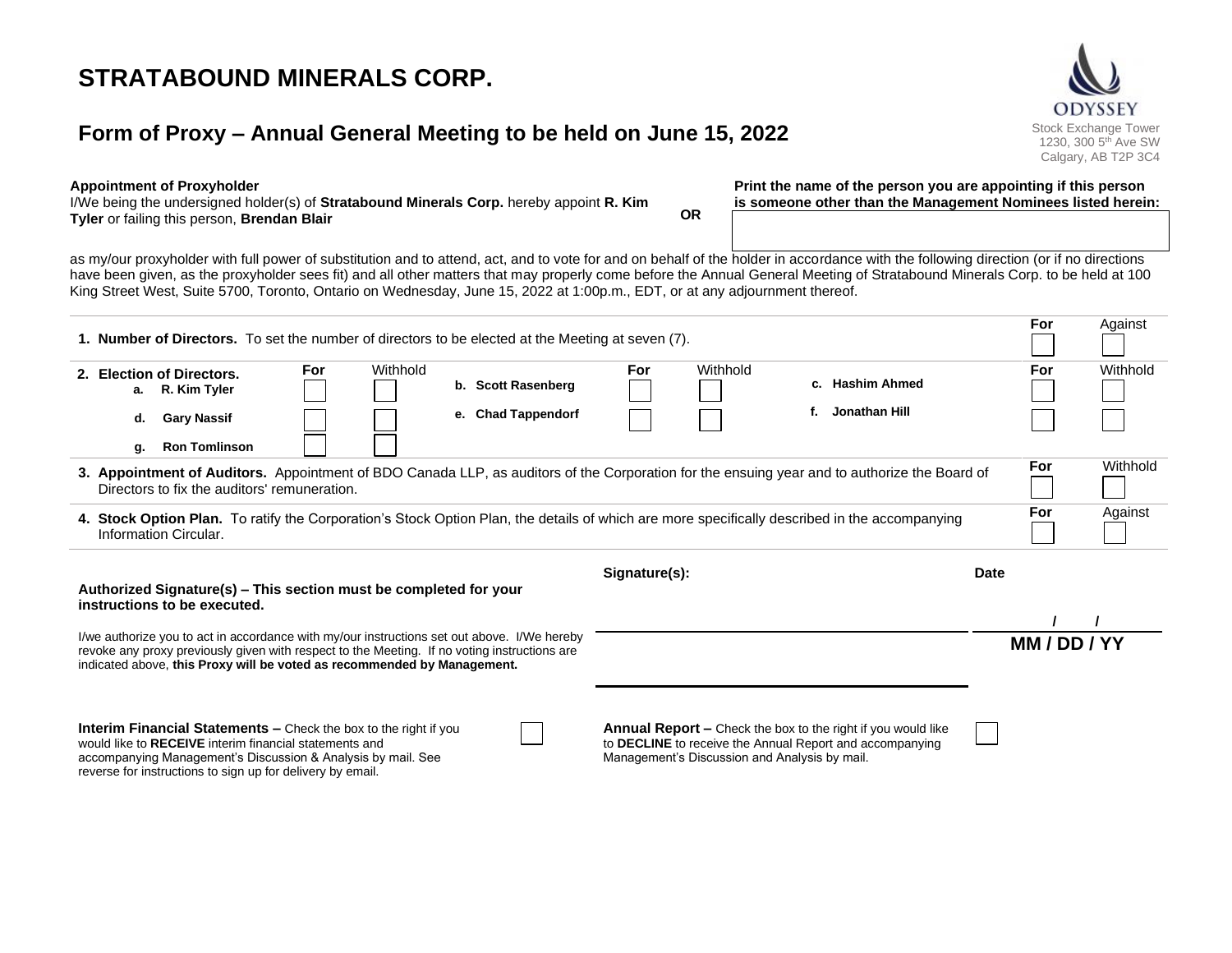# STRATABOUND MINERALS CORP.

## Form of Proxy – Annual General Meeting to be held on June 15, 2022

ODYSSEY
Stock Exchange Tower
1230, 300 5th Ave SW
Calgary, AB T2P 3C4

**Appointment of Proxyholder**
I/We being the undersigned holder(s) of **Stratabound Minerals Corp.** hereby appoint **R. Kim Tyler** or failing this person, **Brendan Blair**

**OR**

**Print the name of the person you are appointing if this person is someone other than the Management Nominees listed herein:**

as my/our proxyholder with full power of substitution and to attend, act, and to vote for and on behalf of the holder in accordance with the following direction (or if no directions have been given, as the proxyholder sees fit) and all other matters that may properly come before the Annual General Meeting of Stratabound Minerals Corp. to be held at 100 King Street West, Suite 5700, Toronto, Ontario on Wednesday, June 15, 2022 at 1:00p.m., EDT, or at any adjournment thereof.

| | For | Against |
|---|---|---|
| **1. Number of Directors.** To set the number of directors to be elected at the Meeting at seven (7). | ☐ | ☐ |

**2. Election of Directors.**

| Nominee | For | Withhold | Nominee | For | Withhold | Nominee | For | Withhold |
|---|---|---|---|---|---|---|---|---|
| a. R. Kim Tyler | ☐ | ☐ | b. Scott Rasenberg | ☐ | ☐ | c. Hashim Ahmed | ☐ | ☐ |
| d. Gary Nassif | ☐ | ☐ | e. Chad Tappendorf | ☐ | ☐ | f. Jonathan Hill | ☐ | ☐ |
| g. Ron Tomlinson | ☐ | ☐ | | | | | | |

| | For | Withhold |
|---|---|---|
| **3. Appointment of Auditors.** Appointment of BDO Canada LLP, as auditors of the Corporation for the ensuing year and to authorize the Board of Directors to fix the auditors' remuneration. | ☐ | ☐ |

| | For | Against |
|---|---|---|
| **4. Stock Option Plan.** To ratify the Corporation's Stock Option Plan, the details of which are more specifically described in the accompanying Information Circular. | ☐ | ☐ |

**Authorized Signature(s) – This section must be completed for your instructions to be executed.**

I/we authorize you to act in accordance with my/our instructions set out above. I/We hereby revoke any proxy previously given with respect to the Meeting. If no voting instructions are indicated above, **this Proxy will be voted as recommended by Management.**

**Signature(s):** ______________________

______________________

**Date** ____ / ____ / ____
**MM / DD / YY**

**Interim Financial Statements –** Check the box to the right if you would like to **RECEIVE** interim financial statements and accompanying Management's Discussion & Analysis by mail. See reverse for instructions to sign up for delivery by email. ☐

**Annual Report –** Check the box to the right if you would like to **DECLINE** to receive the Annual Report and accompanying Management's Discussion and Analysis by mail. ☐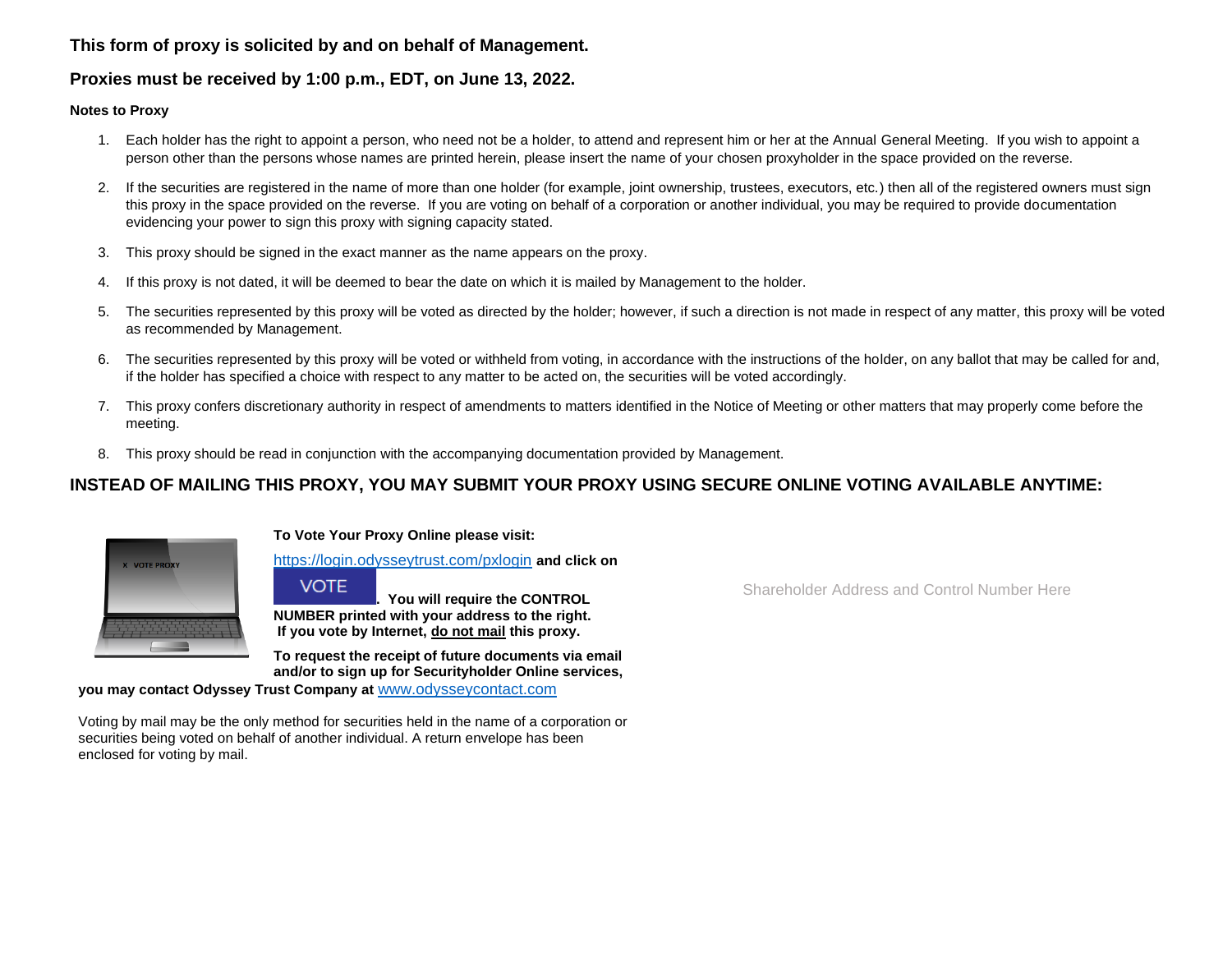**This form of proxy is solicited by and on behalf of Management.**

**Proxies must be received by 1:00 p.m., EDT, on June 13, 2022.**

**Notes to Proxy**

1. Each holder has the right to appoint a person, who need not be a holder, to attend and represent him or her at the Annual General Meeting. If you wish to appoint a person other than the persons whose names are printed herein, please insert the name of your chosen proxyholder in the space provided on the reverse.
2. If the securities are registered in the name of more than one holder (for example, joint ownership, trustees, executors, etc.) then all of the registered owners must sign this proxy in the space provided on the reverse. If you are voting on behalf of a corporation or another individual, you may be required to provide documentation evidencing your power to sign this proxy with signing capacity stated.
3. This proxy should be signed in the exact manner as the name appears on the proxy.
4. If this proxy is not dated, it will be deemed to bear the date on which it is mailed by Management to the holder.
5. The securities represented by this proxy will be voted as directed by the holder; however, if such a direction is not made in respect of any matter, this proxy will be voted as recommended by Management.
6. The securities represented by this proxy will be voted or withheld from voting, in accordance with the instructions of the holder, on any ballot that may be called for and, if the holder has specified a choice with respect to any matter to be acted on, the securities will be voted accordingly.
7. This proxy confers discretionary authority in respect of amendments to matters identified in the Notice of Meeting or other matters that may properly come before the meeting.
8. This proxy should be read in conjunction with the accompanying documentation provided by Management.

**INSTEAD OF MAILING THIS PROXY, YOU MAY SUBMIT YOUR PROXY USING SECURE ONLINE VOTING AVAILABLE ANYTIME:**

X VOTE PROXY

**To Vote Your Proxy Online please visit:**

https://login.odysseytrust.com/pxlogin **and click on** VOTE**. You will require the CONTROL NUMBER printed with your address to the right. If you vote by Internet, do not mail this proxy.**

**To request the receipt of future documents via email and/or to sign up for Securityholder Online services, you may contact Odyssey Trust Company at** www.odysseycontact.com

Voting by mail may be the only method for securities held in the name of a corporation or securities being voted on behalf of another individual. A return envelope has been enclosed for voting by mail.

Shareholder Address and Control Number Here